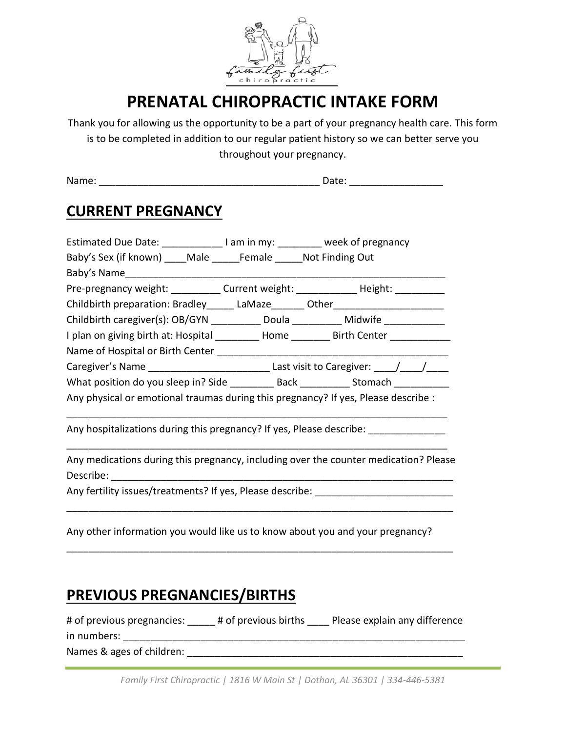# PRENATAL CHIROPRACTIC INTAKE FORM

Thank you for allowing us the opportunity to be a part of your pregnancy health care. This form is to be completed in addition to our regular patient history so we can better serve you throughout your pregnancy.

Name: ________________________________________ Date: ________________

## CURRENT PREGNANCY

Estimated Due Date: ___________ I am in my: ________ week of pregnancy

Baby's Sex (if known) ____Male _____Female _____Not Finding Out

Baby's Name_____________________________________________________________

Pre-pregnancy weight: _________ Current weight: ___________ Height: _________

Childbirth preparation: Bradley_____ LaMaze______ Other____________________

Childbirth caregiver(s): OB/GYN _________ Doula _________ Midwife ___________

I plan on giving birth at: Hospital ________ Home _______ Birth Center ___________

Name of Hospital or Birth Center __________________________________________

Caregiver's Name ______________________ Last visit to Caregiver: ____/____/____

What position do you sleep in? Side ________ Back _________ Stomach __________

Any physical or emotional traumas during this pregnancy? If yes, Please describe :

________________________________________________________________________

Any hospitalizations during this pregnancy? If yes, Please describe: ______________

________________________________________________________________________

Any medications during this pregnancy, including over the counter medication? Please Describe: _________________________________________________________________

Any fertility issues/treatments? If yes, Please describe: _________________________

________________________________________________________________________

Any other information you would like us to know about you and your pregnancy?

________________________________________________________________________

## PREVIOUS PREGNANCIES/BIRTHS

# of previous pregnancies: _____ # of previous births ____ Please explain any difference in numbers: _________________________________________________________________

Names & ages of children: ____________________________________________________

*Family First Chiropractic | 1816 W Main St | Dothan, AL 36301 | 334-446-5381*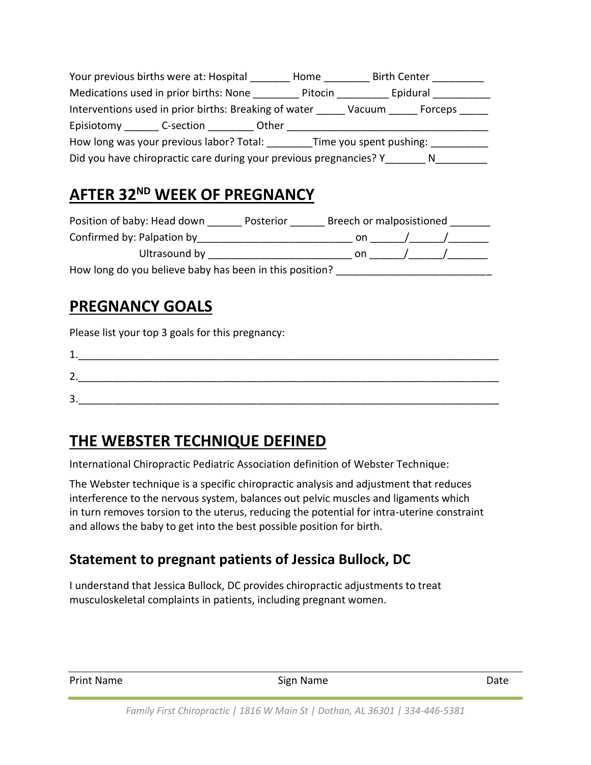Your previous births were at: Hospital _______ Home ________ Birth Center _________

Medications used in prior births: None ________ Pitocin _________ Epidural __________

Interventions used in prior births: Breaking of water _____ Vacuum _____ Forceps _____

Episiotomy ______ C-section ________ Other ___________________________________

How long was your previous labor? Total: ________Time you spent pushing: __________

Did you have chiropractic care during your previous pregnancies? Y_______ N_________

## AFTER 32ND WEEK OF PREGNANCY

Position of baby: Head down ______ Posterior ______ Breech or malposistioned _______

Confirmed by: Palpation by___________________________ on ______/______/_______

Ultrasound by _________________________ on ______/______/_______

How long do you believe baby has been in this position? ___________________________

## PREGNANCY GOALS

Please list your top 3 goals for this pregnancy:

1.________________________________________________________________________

2.________________________________________________________________________

3.________________________________________________________________________

## THE WEBSTER TECHNIQUE DEFINED

International Chiropractic Pediatric Association definition of Webster Technique:

The Webster technique is a specific chiropractic analysis and adjustment that reduces interference to the nervous system, balances out pelvic muscles and ligaments which in turn removes torsion to the uterus, reducing the potential for intra-uterine constraint and allows the baby to get into the best possible position for birth.

### Statement to pregnant patients of Jessica Bullock, DC

I understand that Jessica Bullock, DC provides chiropractic adjustments to treat musculoskeletal complaints in patients, including pregnant women.

Print Name　　　　　　　　　　Sign Name　　　　　　　　　　Date

*Family First Chiropractic | 1816 W Main St | Dothan, AL 36301 | 334-446-5381*